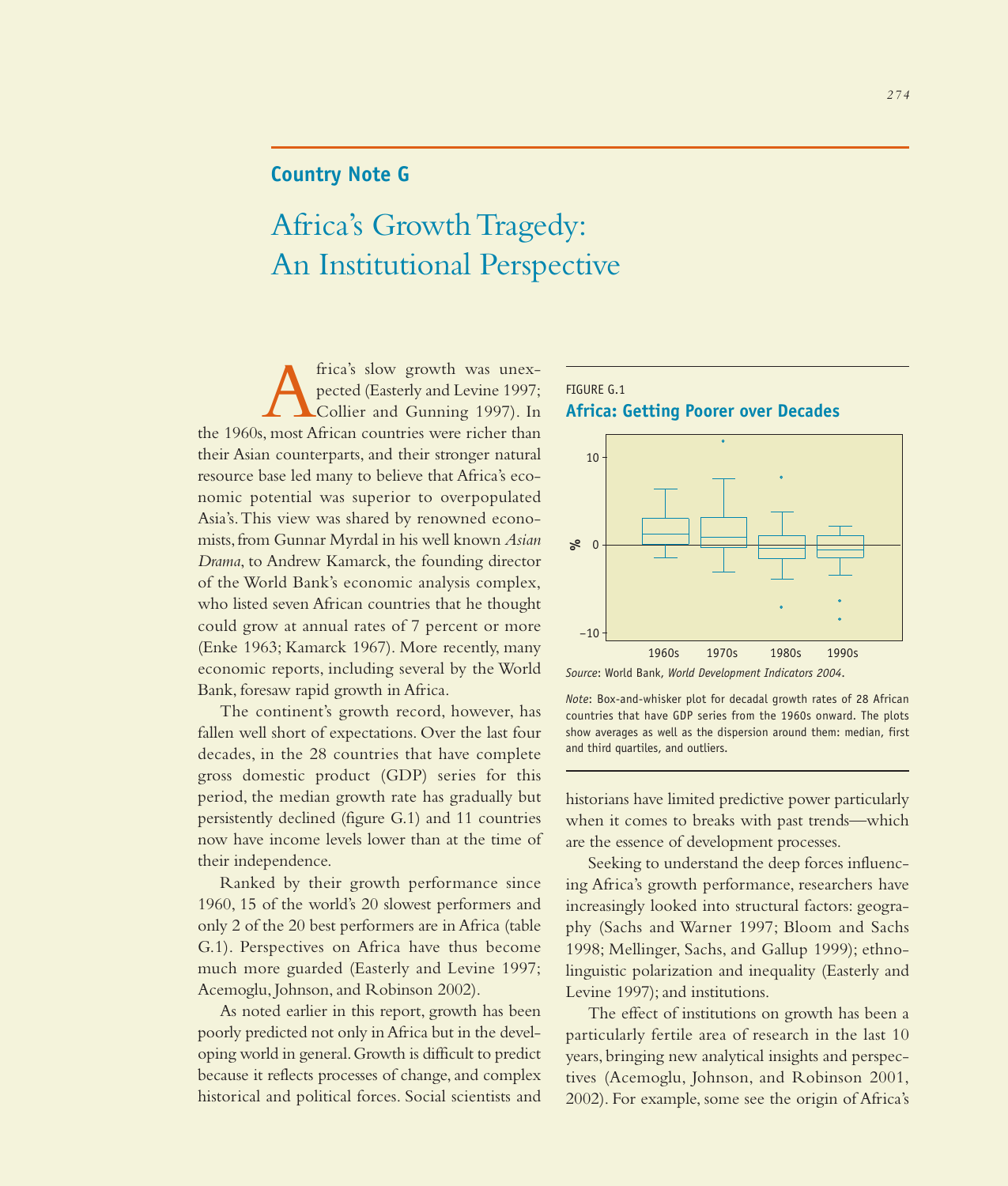## Country Note G

# Africa's Growth Tragedy: An Institutional Perspective

Africa's slow growth was unexpected (Easterly and Levine 1997; Collier and Gunning 1997). In the 1960s, most African countries were richer than their Asian counterparts, and their stronger natural resource base led many to believe that Africa's economic potential was superior to overpopulated Asia's. This view was shared by renowned economists, from Gunnar Myrdal in his well known *Asian Drama*, to Andrew Kamarck, the founding director of the World Bank's economic analysis complex, who listed seven African countries that he thought could grow at annual rates of 7 percent or more (Enke 1963; Kamarck 1967). More recently, many economic reports, including several by the World Bank, foresaw rapid growth in Africa.

The continent's growth record, however, has fallen well short of expectations. Over the last four decades, in the 28 countries that have complete gross domestic product (GDP) series for this period, the median growth rate has gradually but persistently declined (figure G.1) and 11 countries now have income levels lower than at the time of their independence.

Ranked by their growth performance since 1960, 15 of the world's 20 slowest performers and only 2 of the 20 best performers are in Africa (table G.1). Perspectives on Africa have thus become much more guarded (Easterly and Levine 1997; Acemoglu, Johnson, and Robinson 2002).

As noted earlier in this report, growth has been poorly predicted not only in Africa but in the developing world in general. Growth is difficult to predict because it reflects processes of change, and complex historical and political forces. Social scientists and historians have limited predictive power particularly when it comes to breaks with past trends—which are the essence of development processes.

FIGURE G.1

**Africa: Getting Poorer over Decades**

*Source*: World Bank, *World Development Indicators 2004*.

*Note*: Box-and-whisker plot for decadal growth rates of 28 African countries that have GDP series from the 1960s onward. The plots show averages as well as the dispersion around them: median, first and third quartiles, and outliers.

Seeking to understand the deep forces influencing Africa's growth performance, researchers have increasingly looked into structural factors: geography (Sachs and Warner 1997; Bloom and Sachs 1998; Mellinger, Sachs, and Gallup 1999); ethnolinguistic polarization and inequality (Easterly and Levine 1997); and institutions.

The effect of institutions on growth has been a particularly fertile area of research in the last 10 years, bringing new analytical insights and perspectives (Acemoglu, Johnson, and Robinson 2001, 2002). For example, some see the origin of Africa's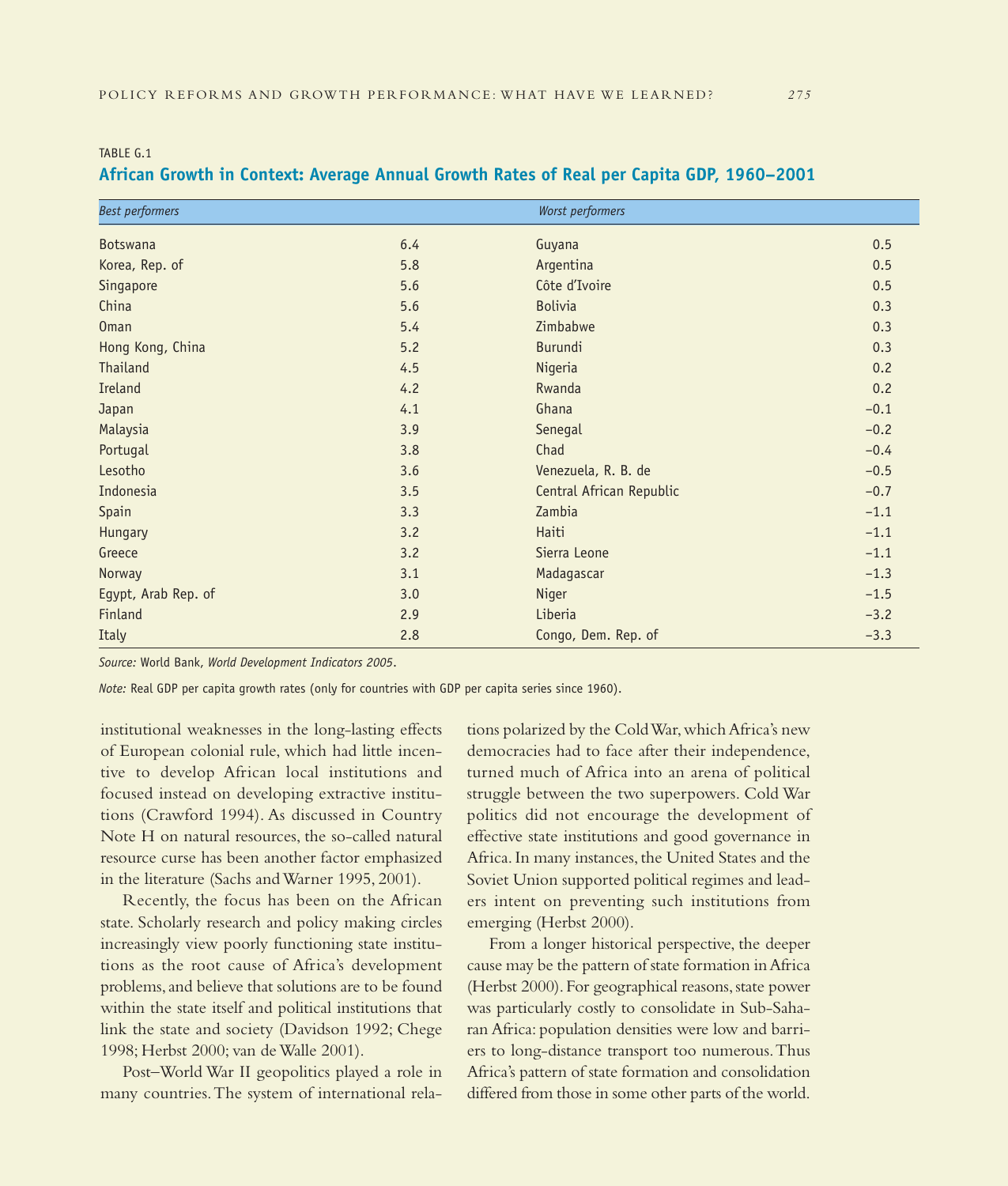TABLE G.1

### African Growth in Context: Average Annual Growth Rates of Real per Capita GDP, 1960–2001

| *Best performers* | | *Worst performers* | |
|---|---|---|---|
| Botswana | 6.4 | Guyana | 0.5 |
| Korea, Rep. of | 5.8 | Argentina | 0.5 |
| Singapore | 5.6 | Côte d'Ivoire | 0.5 |
| China | 5.6 | Bolivia | 0.3 |
| Oman | 5.4 | Zimbabwe | 0.3 |
| Hong Kong, China | 5.2 | Burundi | 0.3 |
| Thailand | 4.5 | Nigeria | 0.2 |
| Ireland | 4.2 | Rwanda | 0.2 |
| Japan | 4.1 | Ghana | −0.1 |
| Malaysia | 3.9 | Senegal | −0.2 |
| Portugal | 3.8 | Chad | −0.4 |
| Lesotho | 3.6 | Venezuela, R. B. de | −0.5 |
| Indonesia | 3.5 | Central African Republic | −0.7 |
| Spain | 3.3 | Zambia | −1.1 |
| Hungary | 3.2 | Haiti | −1.1 |
| Greece | 3.2 | Sierra Leone | −1.1 |
| Norway | 3.1 | Madagascar | −1.3 |
| Egypt, Arab Rep. of | 3.0 | Niger | −1.5 |
| Finland | 2.9 | Liberia | −3.2 |
| Italy | 2.8 | Congo, Dem. Rep. of | −3.3 |

*Source:* World Bank, *World Development Indicators 2005*.

*Note:* Real GDP per capita growth rates (only for countries with GDP per capita series since 1960).

institutional weaknesses in the long-lasting effects of European colonial rule, which had little incentive to develop African local institutions and focused instead on developing extractive institutions (Crawford 1994). As discussed in Country Note H on natural resources, the so-called natural resource curse has been another factor emphasized in the literature (Sachs and Warner 1995, 2001).

Recently, the focus has been on the African state. Scholarly research and policy making circles increasingly view poorly functioning state institutions as the root cause of Africa's development problems, and believe that solutions are to be found within the state itself and political institutions that link the state and society (Davidson 1992; Chege 1998; Herbst 2000; van de Walle 2001).

Post–World War II geopolitics played a role in many countries. The system of international relations polarized by the Cold War, which Africa's new democracies had to face after their independence, turned much of Africa into an arena of political struggle between the two superpowers. Cold War politics did not encourage the development of effective state institutions and good governance in Africa. In many instances, the United States and the Soviet Union supported political regimes and leaders intent on preventing such institutions from emerging (Herbst 2000).

From a longer historical perspective, the deeper cause may be the pattern of state formation in Africa (Herbst 2000). For geographical reasons, state power was particularly costly to consolidate in Sub-Saharan Africa: population densities were low and barriers to long-distance transport too numerous. Thus Africa's pattern of state formation and consolidation differed from those in some other parts of the world.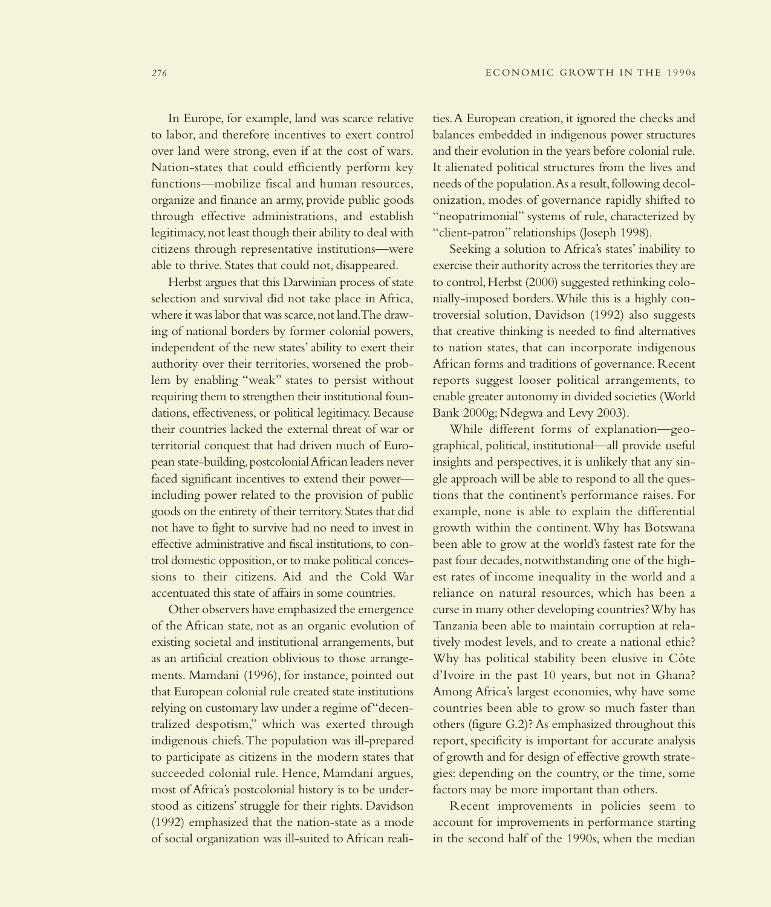In Europe, for example, land was scarce relative to labor, and therefore incentives to exert control over land were strong, even if at the cost of wars. Nation-states that could efficiently perform key functions—mobilize fiscal and human resources, organize and finance an army, provide public goods through effective administrations, and establish legitimacy, not least though their ability to deal with citizens through representative institutions—were able to thrive. States that could not, disappeared.

Herbst argues that this Darwinian process of state selection and survival did not take place in Africa, where it was labor that was scarce, not land. The drawing of national borders by former colonial powers, independent of the new states' ability to exert their authority over their territories, worsened the problem by enabling "weak" states to persist without requiring them to strengthen their institutional foundations, effectiveness, or political legitimacy. Because their countries lacked the external threat of war or territorial conquest that had driven much of European state-building, postcolonial African leaders never faced significant incentives to extend their power—including power related to the provision of public goods on the entirety of their territory. States that did not have to fight to survive had no need to invest in effective administrative and fiscal institutions, to control domestic opposition, or to make political concessions to their citizens. Aid and the Cold War accentuated this state of affairs in some countries.

Other observers have emphasized the emergence of the African state, not as an organic evolution of existing societal and institutional arrangements, but as an artificial creation oblivious to those arrangements. Mamdani (1996), for instance, pointed out that European colonial rule created state institutions relying on customary law under a regime of "decentralized despotism," which was exerted through indigenous chiefs. The population was ill-prepared to participate as citizens in the modern states that succeeded colonial rule. Hence, Mamdani argues, most of Africa's postcolonial history is to be understood as citizens' struggle for their rights. Davidson (1992) emphasized that the nation-state as a mode of social organization was ill-suited to African realities. A European creation, it ignored the checks and balances embedded in indigenous power structures and their evolution in the years before colonial rule. It alienated political structures from the lives and needs of the population. As a result, following decolonization, modes of governance rapidly shifted to "neopatrimonial" systems of rule, characterized by "client-patron" relationships (Joseph 1998).

Seeking a solution to Africa's states' inability to exercise their authority across the territories they are to control, Herbst (2000) suggested rethinking colonially-imposed borders. While this is a highly controversial solution, Davidson (1992) also suggests that creative thinking is needed to find alternatives to nation states, that can incorporate indigenous African forms and traditions of governance. Recent reports suggest looser political arrangements, to enable greater autonomy in divided societies (World Bank 2000g; Ndegwa and Levy 2003).

While different forms of explanation—geographical, political, institutional—all provide useful insights and perspectives, it is unlikely that any single approach will be able to respond to all the questions that the continent's performance raises. For example, none is able to explain the differential growth within the continent. Why has Botswana been able to grow at the world's fastest rate for the past four decades, notwithstanding one of the highest rates of income inequality in the world and a reliance on natural resources, which has been a curse in many other developing countries? Why has Tanzania been able to maintain corruption at relatively modest levels, and to create a national ethic? Why has political stability been elusive in Côte d'Ivoire in the past 10 years, but not in Ghana? Among Africa's largest economies, why have some countries been able to grow so much faster than others (figure G.2)? As emphasized throughout this report, specificity is important for accurate analysis of growth and for design of effective growth strategies: depending on the country, or the time, some factors may be more important than others.

Recent improvements in policies seem to account for improvements in performance starting in the second half of the 1990s, when the median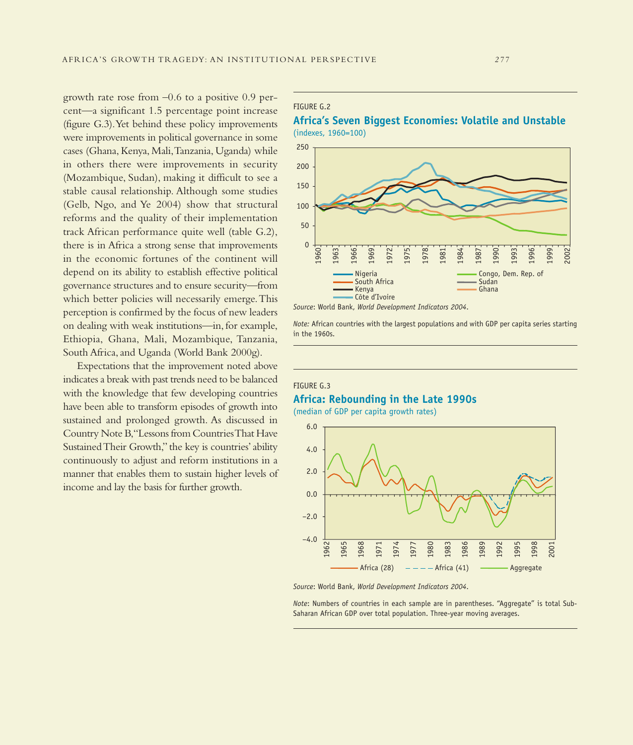growth rate rose from –0.6 to a positive 0.9 percent—a significant 1.5 percentage point increase (figure G.3). Yet behind these policy improvements were improvements in political governance in some cases (Ghana, Kenya, Mali, Tanzania, Uganda) while in others there were improvements in security (Mozambique, Sudan), making it difficult to see a stable causal relationship. Although some studies (Gelb, Ngo, and Ye 2004) show that structural reforms and the quality of their implementation track African performance quite well (table G.2), there is in Africa a strong sense that improvements in the economic fortunes of the continent will depend on its ability to establish effective political governance structures and to ensure security—from which better policies will necessarily emerge. This perception is confirmed by the focus of new leaders on dealing with weak institutions—in, for example, Ethiopia, Ghana, Mali, Mozambique, Tanzania, South Africa, and Uganda (World Bank 2000g).

Expectations that the improvement noted above indicates a break with past trends need to be balanced with the knowledge that few developing countries have been able to transform episodes of growth into sustained and prolonged growth. As discussed in Country Note B, "Lessons from Countries That Have Sustained Their Growth," the key is countries' ability continuously to adjust and reform institutions in a manner that enables them to sustain higher levels of income and lay the basis for further growth.

FIGURE G.2

**Africa's Seven Biggest Economies: Volatile and Unstable**

(indexes, 1960=100)

*Source*: World Bank, *World Development Indicators 2004*.

*Note:* African countries with the largest populations and with GDP per capita series starting in the 1960s.

FIGURE G.3

**Africa: Rebounding in the Late 1990s**

(median of GDP per capita growth rates)

*Source*: World Bank, *World Development Indicators 2004*.

*Note*: Numbers of countries in each sample are in parentheses. "Aggregate" is total Sub-Saharan African GDP over total population. Three-year moving averages.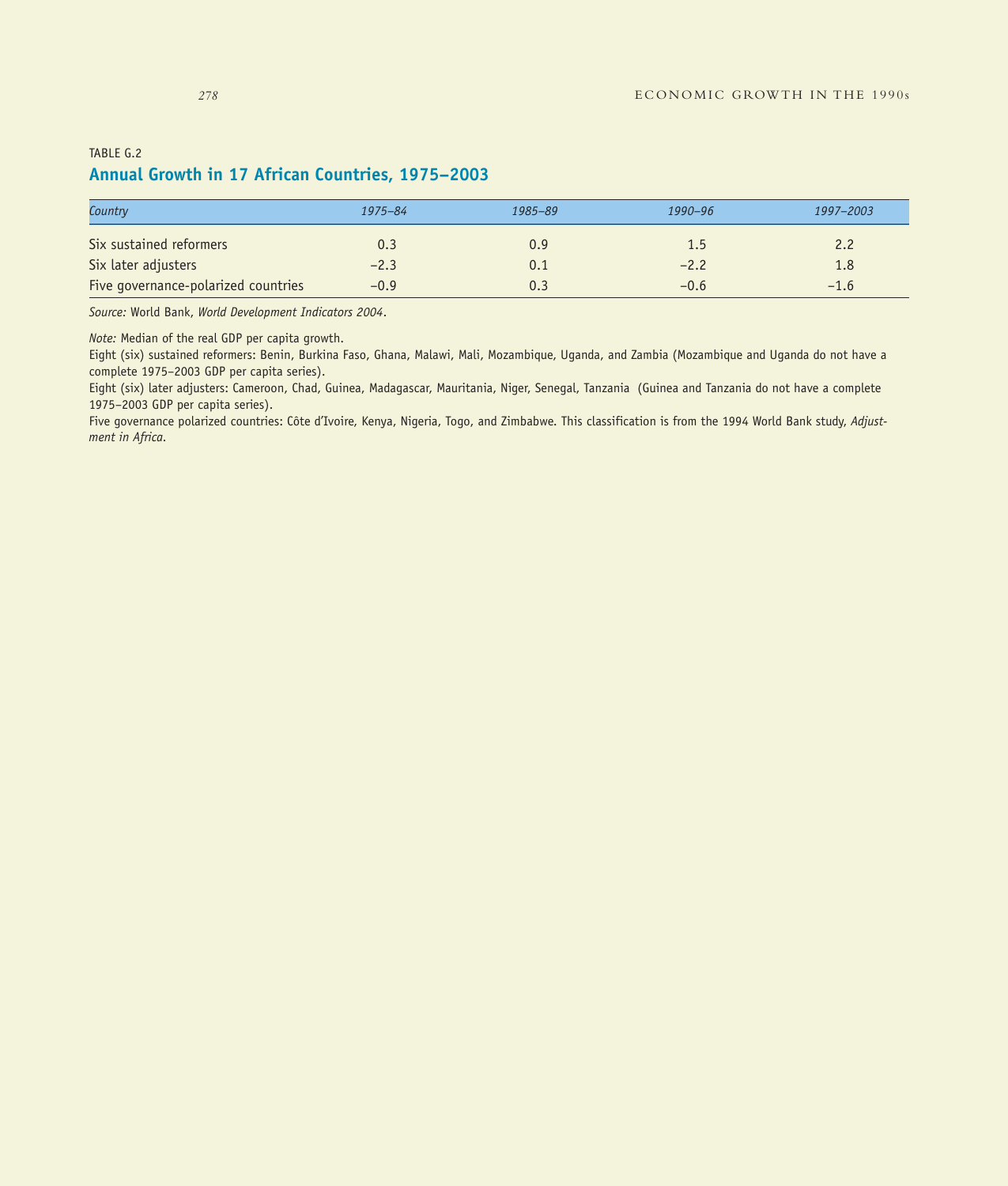TABLE G.2

## Annual Growth in 17 African Countries, 1975–2003

| *Country* | *1975–84* | *1985–89* | *1990–96* | *1997–2003* |
|---|---|---|---|---|
| Six sustained reformers | 0.3 | 0.9 | 1.5 | 2.2 |
| Six later adjusters | −2.3 | 0.1 | −2.2 | 1.8 |
| Five governance-polarized countries | −0.9 | 0.3 | −0.6 | −1.6 |

*Source:* World Bank, *World Development Indicators 2004*.

*Note:* Median of the real GDP per capita growth.

Eight (six) sustained reformers: Benin, Burkina Faso, Ghana, Malawi, Mali, Mozambique, Uganda, and Zambia (Mozambique and Uganda do not have a complete 1975–2003 GDP per capita series).

Eight (six) later adjusters: Cameroon, Chad, Guinea, Madagascar, Mauritania, Niger, Senegal, Tanzania (Guinea and Tanzania do not have a complete 1975–2003 GDP per capita series).

Five governance polarized countries: Côte d'Ivoire, Kenya, Nigeria, Togo, and Zimbabwe. This classification is from the 1994 World Bank study, *Adjustment in Africa*.